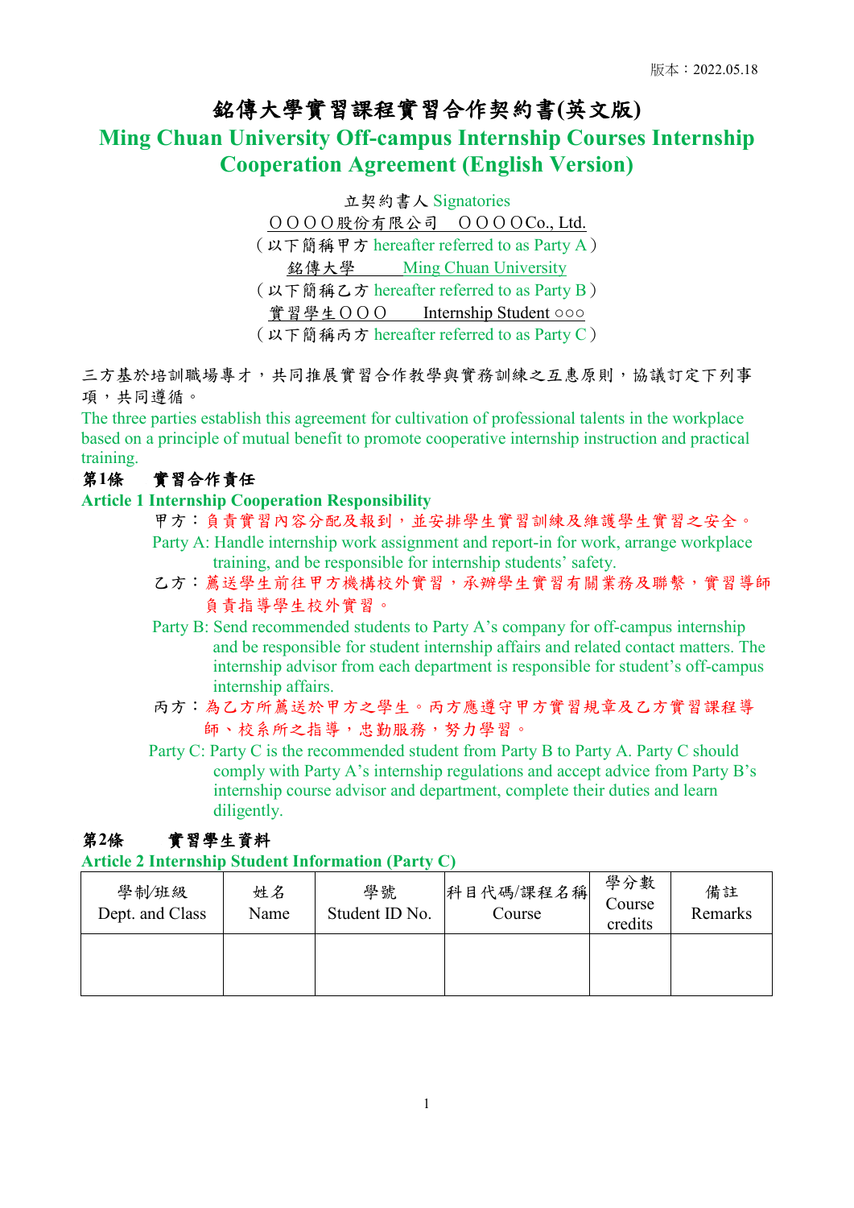版本：2022.05.18

# 銘傳大學實習課程實習合作契約書(英文版)

# Ming Chuan University Off-campus Internship Courses Internship Cooperation Agreement (English Version)

立契約書人 Signatories

ＯＯＯＯ股份有限公司　ＯＯＯＯCo., Ltd.

（以下簡稱甲方 hereafter referred to as Party A）

銘傳大學　Ming Chuan University

（以下簡稱乙方 hereafter referred to as Party B）

實習學生ＯＯＯ　Internship Student ○○○

（以下簡稱丙方 hereafter referred to as Party C）

三方基於培訓職場專才，共同推展實習合作教學與實務訓練之互惠原則，協議訂定下列事項，共同遵循。

The three parties establish this agreement for cultivation of professional talents in the workplace based on a principle of mutual benefit to promote cooperative internship instruction and practical training.

**第1條　實習合作責任**

**Article 1 Internship Cooperation Responsibility**

甲方：負責實習內容分配及報到，並安排學生實習訓練及維護學生實習之安全。

Party A: Handle internship work assignment and report-in for work, arrange workplace training, and be responsible for internship students' safety.

乙方：薦送學生前往甲方機構校外實習，承辦學生實習有關業務及聯繫，實習導師負責指導學生校外實習。

Party B: Send recommended students to Party A's company for off-campus internship and be responsible for student internship affairs and related contact matters. The internship advisor from each department is responsible for student's off-campus internship affairs.

丙方：為乙方所薦送於甲方之學生。丙方應遵守甲方實習規章及乙方實習課程導師、校系所之指導，忠勤服務，努力學習。

Party C: Party C is the recommended student from Party B to Party A. Party C should comply with Party A's internship regulations and accept advice from Party B's internship course advisor and department, complete their duties and learn diligently.

**第2條　實習學生資料**

**Article 2 Internship Student Information (Party C)**

| 學制/班級 Dept. and Class | 姓名 Name | 學號 Student ID No. | 科目代碼/課程名稱 Course | 學分數 Course credits | 備註 Remarks |
|---|---|---|---|---|---|
| | | | | | |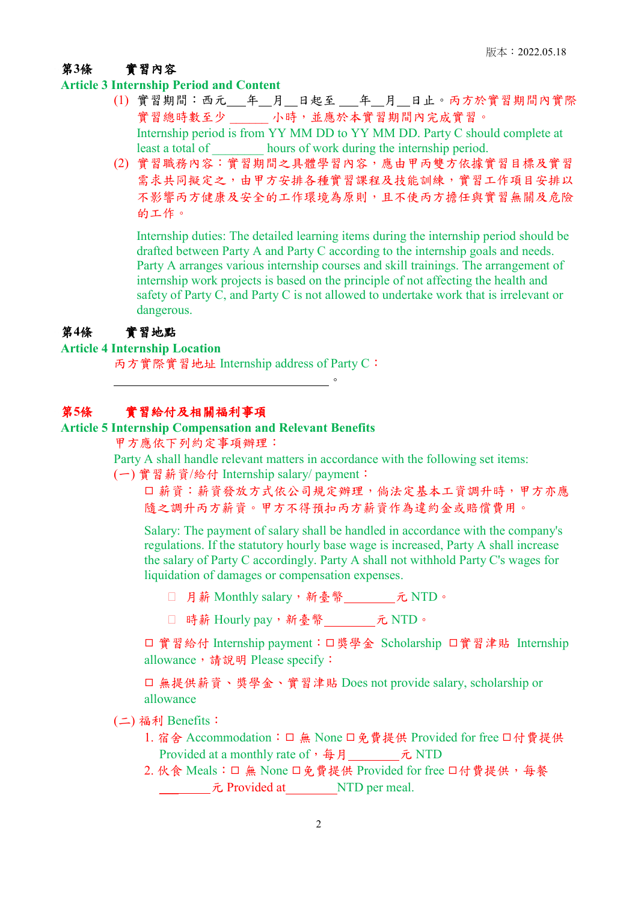版本：2022.05.18

## 第3條　　實習內容

## Article 3 Internship Period and Content

(1) 實習期間：西元___年__月__日起至 ___年__月__日止。丙方於實習期間內實際實習總時數至少 ______ 小時，並應於本實習期間內完成實習。
Internship period is from YY MM DD to YY MM DD. Party C should complete at least a total of ________ hours of work during the internship period.

(2) 實習職務內容：實習期間之具體學習內容，應由甲丙雙方依據實習目標及實習需求共同擬定之，由甲方安排各種實習課程及技能訓練，實習工作項目安排以不影響丙方健康及安全的工作環境為原則，且不使丙方擔任與實習無關及危險的工作。

Internship duties: The detailed learning items during the internship period should be drafted between Party A and Party C according to the internship goals and needs. Party A arranges various internship courses and skill trainings. The arrangement of internship work projects is based on the principle of not affecting the health and safety of Party C, and Party C is not allowed to undertake work that is irrelevant or dangerous.

## 第4條　　實習地點

## Article 4 Internship Location

丙方實際實習地址 Internship address of Party C：

__________________________________。

## 第5條　　實習給付及相關福利事項

## Article 5 Internship Compensation and Relevant Benefits

甲方應依下列約定事項辦理：

Party A shall handle relevant matters in accordance with the following set items:

(一) 實習薪資/給付 Internship salary/ payment：

□ 薪資：薪資發放方式依公司規定辦理，倘法定基本工資調升時，甲方亦應隨之調升丙方薪資。甲方不得預扣丙方薪資作為違約金或賠償費用。

Salary: The payment of salary shall be handled in accordance with the company's regulations. If the statutory hourly base wage is increased, Party A shall increase the salary of Party C accordingly. Party A shall not withhold Party C's wages for liquidation of damages or compensation expenses.

□ 月薪 Monthly salary，新臺幣________元 NTD。

□ 時薪 Hourly pay，新臺幣________元 NTD。

□ 實習給付 Internship payment：□獎學金 Scholarship □實習津貼 Internship allowance，請說明 Please specify：

□ 無提供薪資、獎學金、實習津貼 Does not provide salary, scholarship or allowance

(二) 福利 Benefits：

1. 宿舍 Accommodation：□ 無 None □免費提供 Provided for free □付費提供 Provided at a monthly rate of，每月________元 NTD
2. 伙食 Meals：□ 無 None □免費提供 Provided for free □付費提供，每餐________元 Provided at________NTD per meal.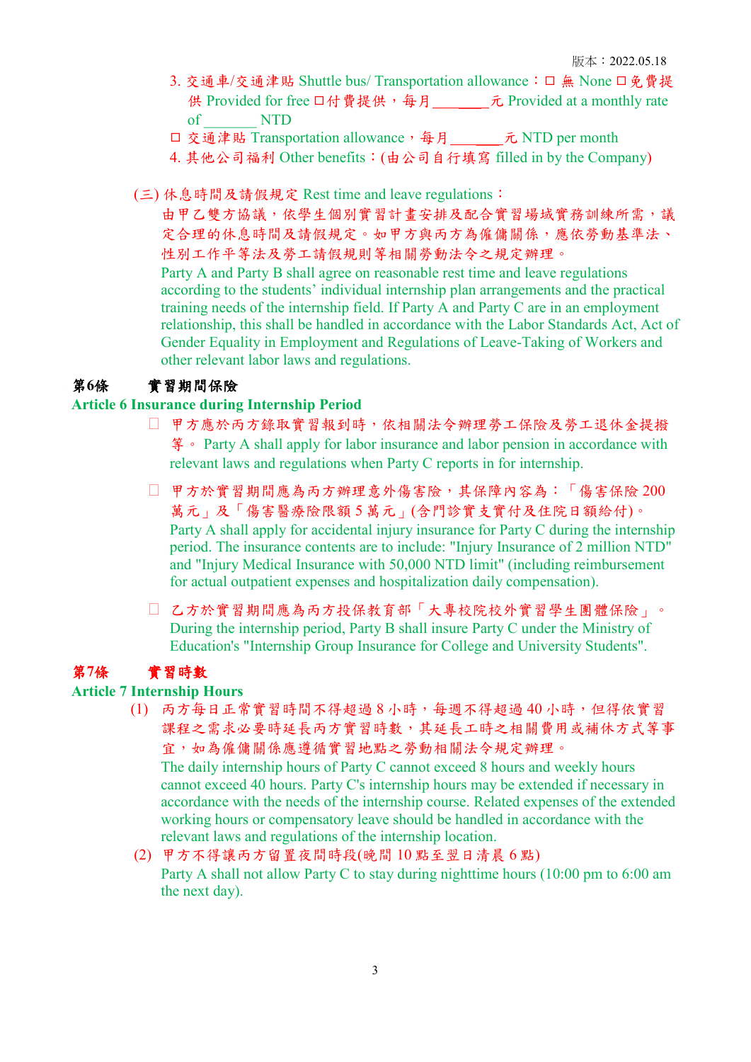版本：2022.05.18

3. 交通車/交通津貼 Shuttle bus/ Transportation allowance：□ 無 None □ 免費提供 Provided for free □ 付費提供，每月________元 Provided at a monthly rate of ________ NTD

□ 交通津貼 Transportation allowance，每月________元 NTD per month

4. 其他公司福利 Other benefits：(由公司自行填寫 filled in by the Company)

(三) 休息時間及請假規定 Rest time and leave regulations：

由甲乙雙方協議，依學生個別實習計畫安排及配合實習場域實務訓練所需，議定合理的休息時間及請假規定。如甲方與丙方為僱傭關係，應依勞動基準法、性別工作平等法及勞工請假規則等相關勞動法令之規定辦理。

Party A and Party B shall agree on reasonable rest time and leave regulations according to the students' individual internship plan arrangements and the practical training needs of the internship field. If Party A and Party C are in an employment relationship, this shall be handled in accordance with the Labor Standards Act, Act of Gender Equality in Employment and Regulations of Leave-Taking of Workers and other relevant labor laws and regulations.

## 第6條　實習期間保險
## Article 6 Insurance during Internship Period

□ 甲方應於丙方錄取實習報到時，依相關法令辦理勞工保險及勞工退休金提撥等。 Party A shall apply for labor insurance and labor pension in accordance with relevant laws and regulations when Party C reports in for internship.

□ 甲方於實習期間應為丙方辦理意外傷害險，其保障內容為：「傷害保險 200 萬元」及「傷害醫療險限額 5 萬元」(含門診實支實付及住院日額給付)。
Party A shall apply for accidental injury insurance for Party C during the internship period. The insurance contents are to include: "Injury Insurance of 2 million NTD" and "Injury Medical Insurance with 50,000 NTD limit" (including reimbursement for actual outpatient expenses and hospitalization daily compensation).

□ 乙方於實習期間應為丙方投保教育部「大專校院校外實習學生團體保險」。
During the internship period, Party B shall insure Party C under the Ministry of Education's "Internship Group Insurance for College and University Students".

## 第7條　實習時數
## Article 7 Internship Hours

(1) 丙方每日正常實習時間不得超過 8 小時，每週不得超過 40 小時，但得依實習課程之需求必要時延長丙方實習時數，其延長工時之相關費用或補休方式等事宜，如為僱傭關係應遵循實習地點之勞動相關法令規定辦理。
The daily internship hours of Party C cannot exceed 8 hours and weekly hours cannot exceed 40 hours. Party C's internship hours may be extended if necessary in accordance with the needs of the internship course. Related expenses of the extended working hours or compensatory leave should be handled in accordance with the relevant laws and regulations of the internship location.

(2) 甲方不得讓丙方留置夜間時段(晚間 10 點至翌日清晨 6 點)
Party A shall not allow Party C to stay during nighttime hours (10:00 pm to 6:00 am the next day).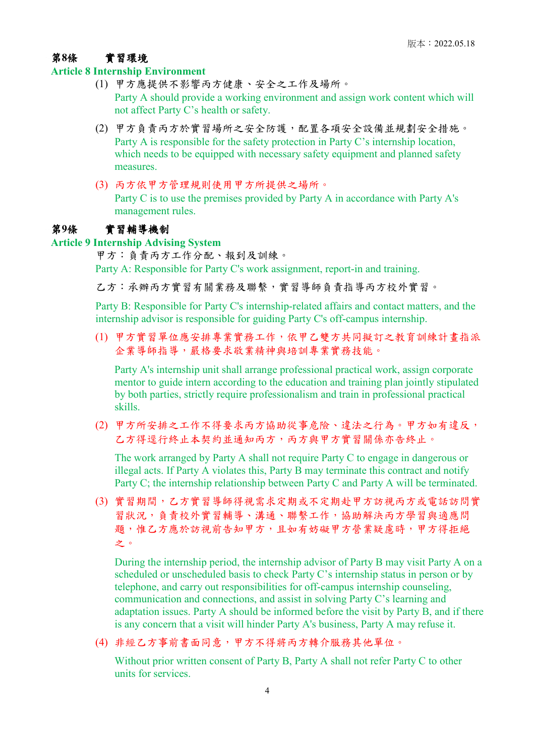### 第8條　　實習環境

### Article 8 Internship Environment

(1) 甲方應提供不影響丙方健康、安全之工作及場所。
Party A should provide a working environment and assign work content which will not affect Party C's health or safety.

(2) 甲方負責丙方於實習場所之安全防護，配置各項安全設備並規劃安全措施。
Party A is responsible for the safety protection in Party C's internship location, which needs to be equipped with necessary safety equipment and planned safety measures.

(3) 丙方依甲方管理規則使用甲方所提供之場所。
Party C is to use the premises provided by Party A in accordance with Party A's management rules.

### 第9條　　實習輔導機制

### Article 9 Internship Advising System

甲方：負責丙方工作分配、報到及訓練。
Party A: Responsible for Party C's work assignment, report-in and training.

乙方：承辦丙方實習有關業務及聯繫，實習導師負責指導丙方校外實習。

Party B: Responsible for Party C's internship-related affairs and contact matters, and the internship advisor is responsible for guiding Party C's off-campus internship.

(1) 甲方實習單位應安排專業實務工作，依甲乙雙方共同擬訂之教育訓練計畫指派企業導師指導，嚴格要求敬業精神與培訓專業實務技能。

Party A's internship unit shall arrange professional practical work, assign corporate mentor to guide intern according to the education and training plan jointly stipulated by both parties, strictly require professionalism and train in professional practical skills.

(2) 甲方所安排之工作不得要求丙方協助從事危險、違法之行為。甲方如有違反，乙方得逕行終止本契約並通知丙方，丙方與甲方實習關係亦告終止。

The work arranged by Party A shall not require Party C to engage in dangerous or illegal acts. If Party A violates this, Party B may terminate this contract and notify Party C; the internship relationship between Party C and Party A will be terminated.

(3) 實習期間，乙方實習導師得視需求定期或不定期赴甲方訪視丙方或電話訪問實習狀況，負責校外實習輔導、溝通、聯繫工作，協助解決丙方學習與適應問題，惟乙方應於訪視前告知甲方，且如有妨礙甲方營業疑慮時，甲方得拒絕之。

During the internship period, the internship advisor of Party B may visit Party A on a scheduled or unscheduled basis to check Party C's internship status in person or by telephone, and carry out responsibilities for off-campus internship counseling, communication and connections, and assist in solving Party C's learning and adaptation issues. Party A should be informed before the visit by Party B, and if there is any concern that a visit will hinder Party A's business, Party A may refuse it.

(4) 非經乙方事前書面同意，甲方不得將丙方轉介服務其他單位。

Without prior written consent of Party B, Party A shall not refer Party C to other units for services.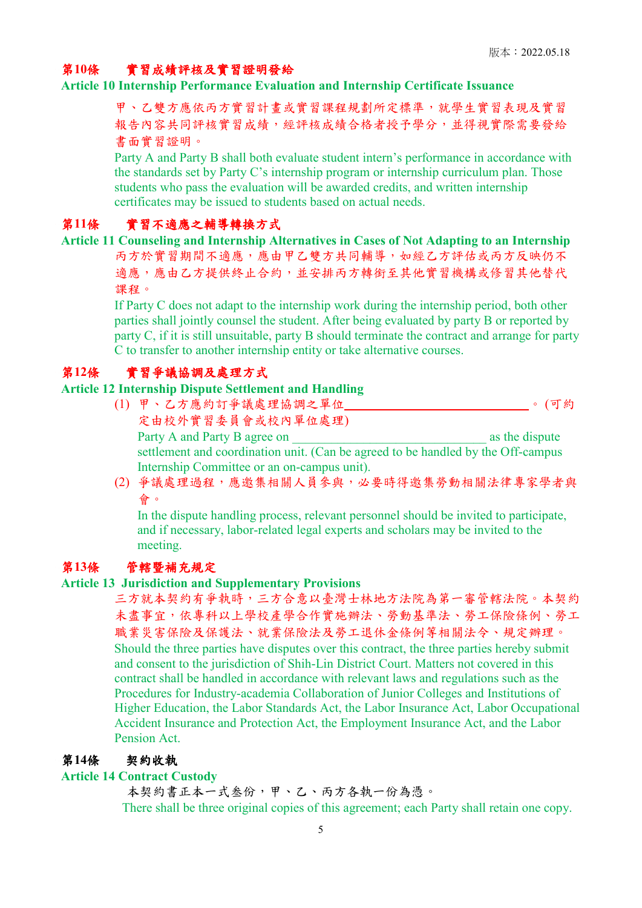## 第10條　實習成績評核及實習證明發給

## Article 10 Internship Performance Evaluation and Internship Certificate Issuance

甲、乙雙方應依丙方實習計畫或實習課程規劃所定標準，就學生實習表現及實習報告內容共同評核實習成績，經評核成績合格者授予學分，並得視實際需要發給書面實習證明。

Party A and Party B shall both evaluate student intern's performance in accordance with the standards set by Party C's internship program or internship curriculum plan. Those students who pass the evaluation will be awarded credits, and written internship certificates may be issued to students based on actual needs.

## 第11條　實習不適應之輔導轉換方式

## Article 11 Counseling and Internship Alternatives in Cases of Not Adapting to an Internship

丙方於實習期間不適應，應由甲乙雙方共同輔導，如經乙方評估或丙方反映仍不適應，應由乙方提供終止合約，並安排丙方轉銜至其他實習機構或修習其他替代課程。

If Party C does not adapt to the internship work during the internship period, both other parties shall jointly counsel the student. After being evaluated by party B or reported by party C, if it is still unsuitable, party B should terminate the contract and arrange for party C to transfer to another internship entity or take alternative courses.

## 第12條　實習爭議協調及處理方式

## Article 12 Internship Dispute Settlement and Handling

(1) 甲、乙方應約訂爭議處理協調之單位\_\_\_\_\_\_\_\_\_\_\_\_\_\_\_\_\_\_\_\_\_\_\_\_\_\_。(可約定由校外實習委員會或校內單位處理)

Party A and Party B agree on \_\_\_\_\_\_\_\_\_\_\_\_\_\_\_\_\_\_\_\_\_\_\_\_\_\_\_\_\_\_ as the dispute settlement and coordination unit. (Can be agreed to be handled by the Off-campus Internship Committee or an on-campus unit).

(2) 爭議處理過程，應邀集相關人員參與，必要時得邀集勞動相關法律專家學者與會。

In the dispute handling process, relevant personnel should be invited to participate, and if necessary, labor-related legal experts and scholars may be invited to the meeting.

## 第13條　管轄暨補充規定

## Article 13 Jurisdiction and Supplementary Provisions

三方就本契約有爭執時，三方合意以臺灣士林地方法院為第一審管轄法院。本契約未盡事宜，依專科以上學校產學合作實施辦法、勞動基準法、勞工保險條例、勞工職業災害保險及保護法、就業保險法及勞工退休金條例等相關法令、規定辦理。

Should the three parties have disputes over this contract, the three parties hereby submit and consent to the jurisdiction of Shih-Lin District Court. Matters not covered in this contract shall be handled in accordance with relevant laws and regulations such as the Procedures for Industry-academia Collaboration of Junior Colleges and Institutions of Higher Education, the Labor Standards Act, the Labor Insurance Act, Labor Occupational Accident Insurance and Protection Act, the Employment Insurance Act, and the Labor Pension Act.

## 第14條　契約收執

## Article 14 Contract Custody

本契約書正本一式叁份，甲、乙、丙方各執一份為憑。

There shall be three original copies of this agreement; each Party shall retain one copy.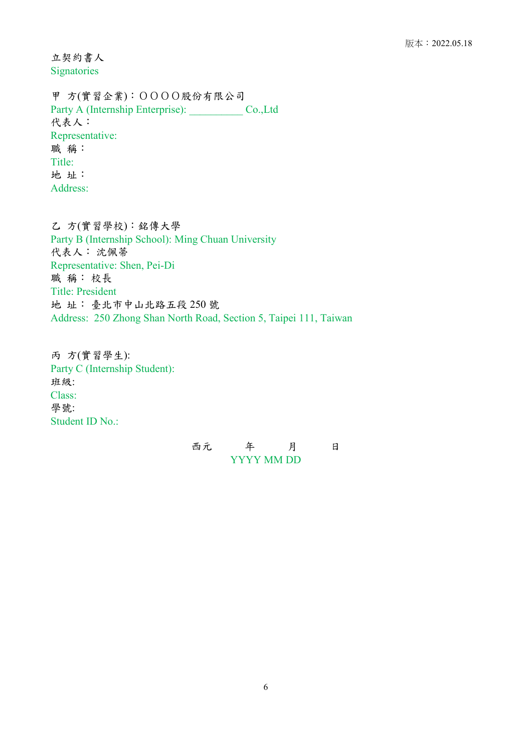版本：2022.05.18

立契約書人
Signatories

甲　方(實習企業)：ＯＯＯＯ股份有限公司
Party A (Internship Enterprise): __________ Co.,Ltd
代表人：
Representative:
職　稱：
Title:
地　址：
Address:

乙　方(實習學校)：銘傳大學
Party B (Internship School): Ming Chuan University
代表人： 沈佩蒂
Representative: Shen, Pei-Di
職　稱： 校長
Title: President
地　址： 臺北市中山北路五段 250 號
Address:  250 Zhong Shan North Road, Section 5, Taipei 111, Taiwan

丙　方(實習學生):
Party C (Internship Student):
班級:
Class:
學號:
Student ID No.:

西元　　　年　　　月　　　日
YYYY MM DD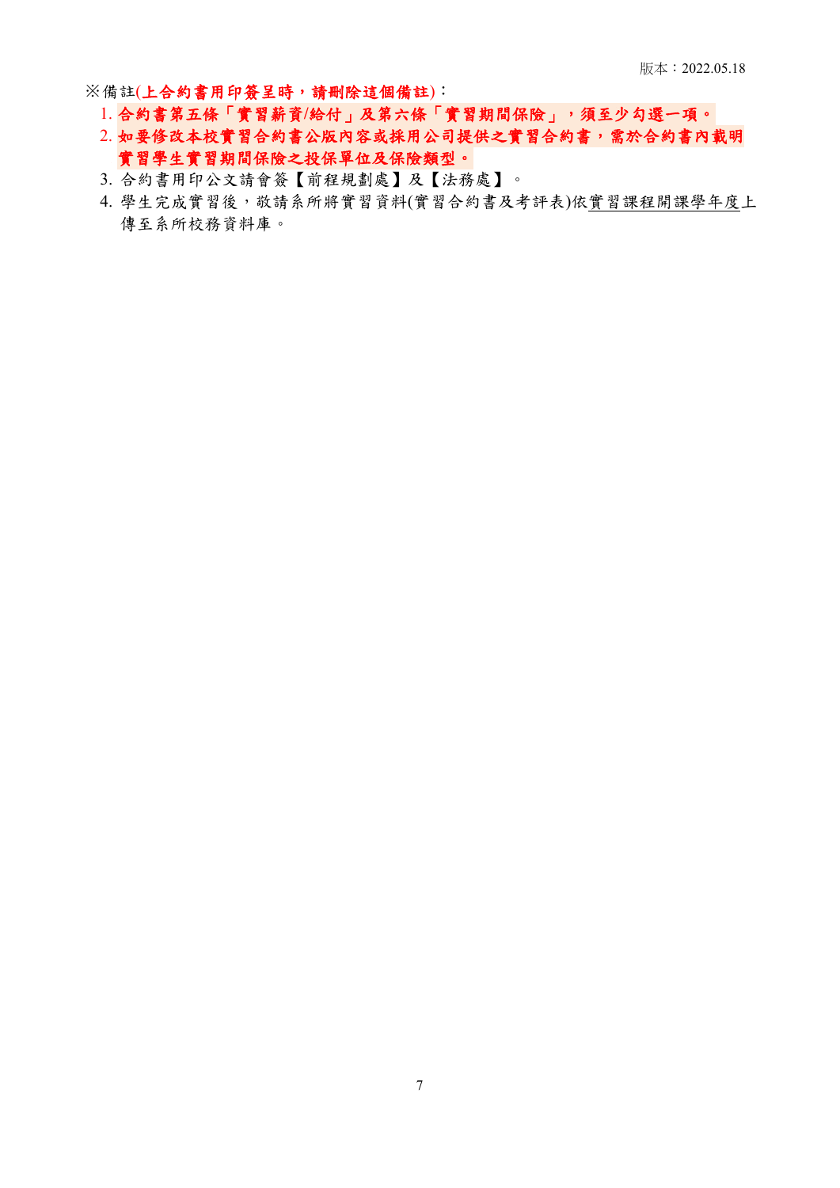版本：2022.05.18

※備註**(上合約書用印簽呈時，請刪除這個備註)**：

1. **合約書第五條「實習薪資/給付」及第六條「實習期間保險」，須至少勾選一項。**
2. **如要修改本校實習合約書公版內容或採用公司提供之實習合約書，需於合約書內載明實習學生實習期間保險之投保單位及保險類型。**
3. 合約書用印公文請會簽【前程規劃處】及【法務處】。
4. 學生完成實習後，敬請系所將實習資料(實習合約書及考評表)依實習課程開課學年度上傳至系所校務資料庫。